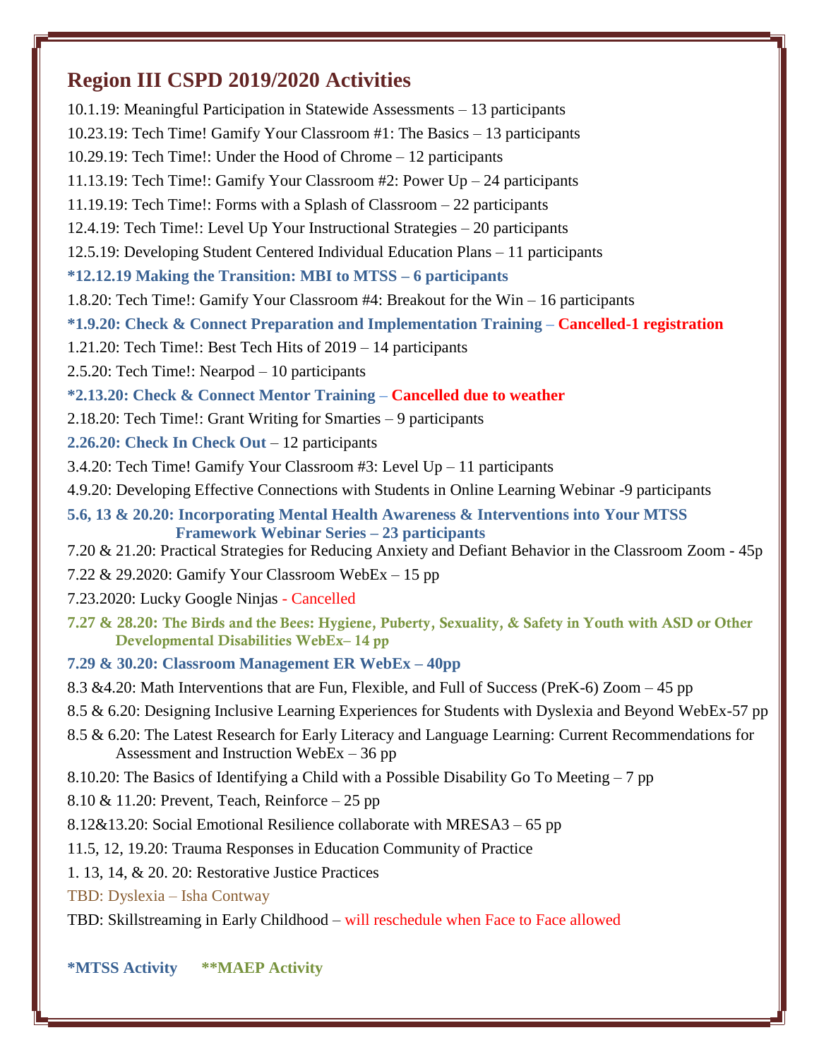## Region III CSPD 2019/2020 Activities

10.1.19: Meaningful Participation in Statewide Assessments – 13 participants

10.23.19: Tech Time! Gamify Your Classroom #1: The Basics – 13 participants

10.29.19: Tech Time!: Under the Hood of Chrome – 12 participants

11.13.19: Tech Time!: Gamify Your Classroom #2: Power Up – 24 participants

11.19.19: Tech Time!: Forms with a Splash of Classroom – 22 participants

12.4.19: Tech Time!: Level Up Your Instructional Strategies – 20 participants

12.5.19: Developing Student Centered Individual Education Plans – 11 participants

**\*12.12.19 Making the Transition: MBI to MTSS – 6 participants**

1.8.20: Tech Time!: Gamify Your Classroom #4: Breakout for the Win – 16 participants

**\*1.9.20: Check & Connect Preparation and Implementation Training** – **Cancelled-1 registration**

1.21.20: Tech Time!: Best Tech Hits of 2019 – 14 participants

2.5.20: Tech Time!: Nearpod – 10 participants

**\*2.13.20: Check & Connect Mentor Training** – **Cancelled due to weather**

2.18.20: Tech Time!: Grant Writing for Smarties – 9 participants

**2.26.20: Check In Check Out** – 12 participants

3.4.20: Tech Time! Gamify Your Classroom #3: Level Up – 11 participants

4.9.20: Developing Effective Connections with Students in Online Learning Webinar -9 participants

**5.6, 13 & 20.20: Incorporating Mental Health Awareness & Interventions into Your MTSS Framework Webinar Series – 23 participants**

7.20 & 21.20: Practical Strategies for Reducing Anxiety and Defiant Behavior in the Classroom Zoom - 45p

7.22 & 29.2020: Gamify Your Classroom WebEx – 15 pp

7.23.2020: Lucky Google Ninjas - Cancelled

**7.27 & 28.20: The Birds and the Bees: Hygiene, Puberty, Sexuality, & Safety in Youth with ASD or Other Developmental Disabilities WebEx– 14 pp**

**7.29 & 30.20: Classroom Management ER WebEx – 40pp**

8.3 &4.20: Math Interventions that are Fun, Flexible, and Full of Success (PreK-6) Zoom – 45 pp

8.5 & 6.20: Designing Inclusive Learning Experiences for Students with Dyslexia and Beyond WebEx-57 pp

8.5 & 6.20: The Latest Research for Early Literacy and Language Learning: Current Recommendations for Assessment and Instruction WebEx – 36 pp

8.10.20: The Basics of Identifying a Child with a Possible Disability Go To Meeting – 7 pp

8.10 & 11.20: Prevent, Teach, Reinforce – 25 pp

8.12&13.20: Social Emotional Resilience collaborate with MRESA3 – 65 pp

11.5, 12, 19.20: Trauma Responses in Education Community of Practice

1. 13, 14, & 20. 20: Restorative Justice Practices

TBD: Dyslexia – Isha Contway

TBD: Skillstreaming in Early Childhood – will reschedule when Face to Face allowed

**\*MTSS Activity** **\*\*MAEP Activity**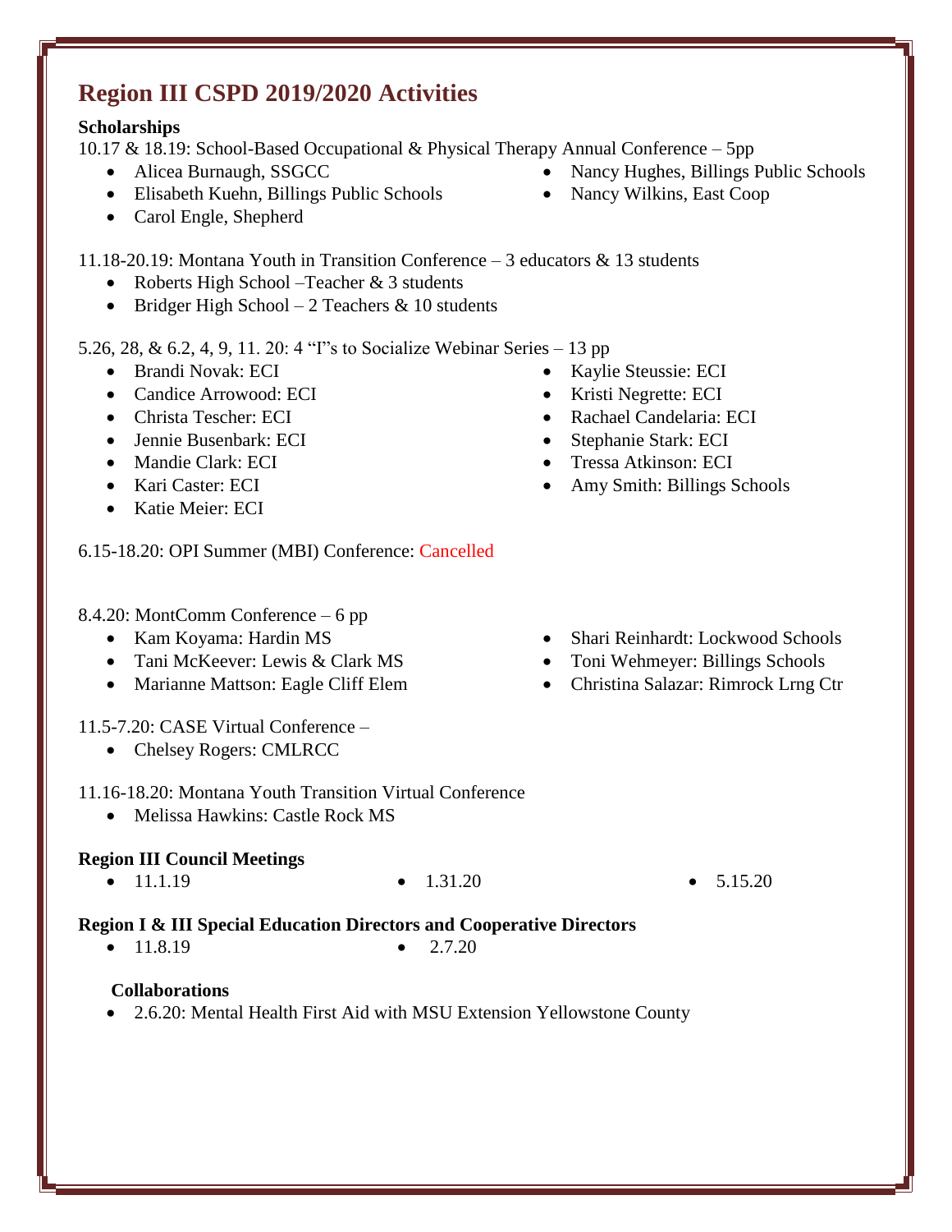# Region III CSPD 2019/2020 Activities

**Scholarships**

10.17 & 18.19: School-Based Occupational & Physical Therapy Annual Conference – 5pp

- Alicea Burnaugh, SSGCC
- Elisabeth Kuehn, Billings Public Schools
- Carol Engle, Shepherd
- Nancy Hughes, Billings Public Schools
- Nancy Wilkins, East Coop

11.18-20.19: Montana Youth in Transition Conference – 3 educators & 13 students

- Roberts High School –Teacher & 3 students
- Bridger High School – 2 Teachers & 10 students

5.26, 28, & 6.2, 4, 9, 11. 20: 4 "I"s to Socialize Webinar Series – 13 pp

- Brandi Novak: ECI
- Candice Arrowood: ECI
- Christa Tescher: ECI
- Jennie Busenbark: ECI
- Mandie Clark: ECI
- Kari Caster: ECI
- Katie Meier: ECI
- Kaylie Steussie: ECI
- Kristi Negrette: ECI
- Rachael Candelaria: ECI
- Stephanie Stark: ECI
- Tressa Atkinson: ECI
- Amy Smith: Billings Schools

6.15-18.20: OPI Summer (MBI) Conference: Cancelled

8.4.20: MontComm Conference – 6 pp

- Kam Koyama: Hardin MS
- Tani McKeever: Lewis & Clark MS
- Marianne Mattson: Eagle Cliff Elem
- Shari Reinhardt: Lockwood Schools
- Toni Wehmeyer: Billings Schools
- Christina Salazar: Rimrock Lrng Ctr

11.5-7.20: CASE Virtual Conference –

- Chelsey Rogers: CMLRCC

11.16-18.20: Montana Youth Transition Virtual Conference

- Melissa Hawkins: Castle Rock MS

**Region III Council Meetings**

- 11.1.19
- 1.31.20
- 5.15.20

**Region I & III Special Education Directors and Cooperative Directors**

- 11.8.19
- 2.7.20

**Collaborations**

- 2.6.20: Mental Health First Aid with MSU Extension Yellowstone County